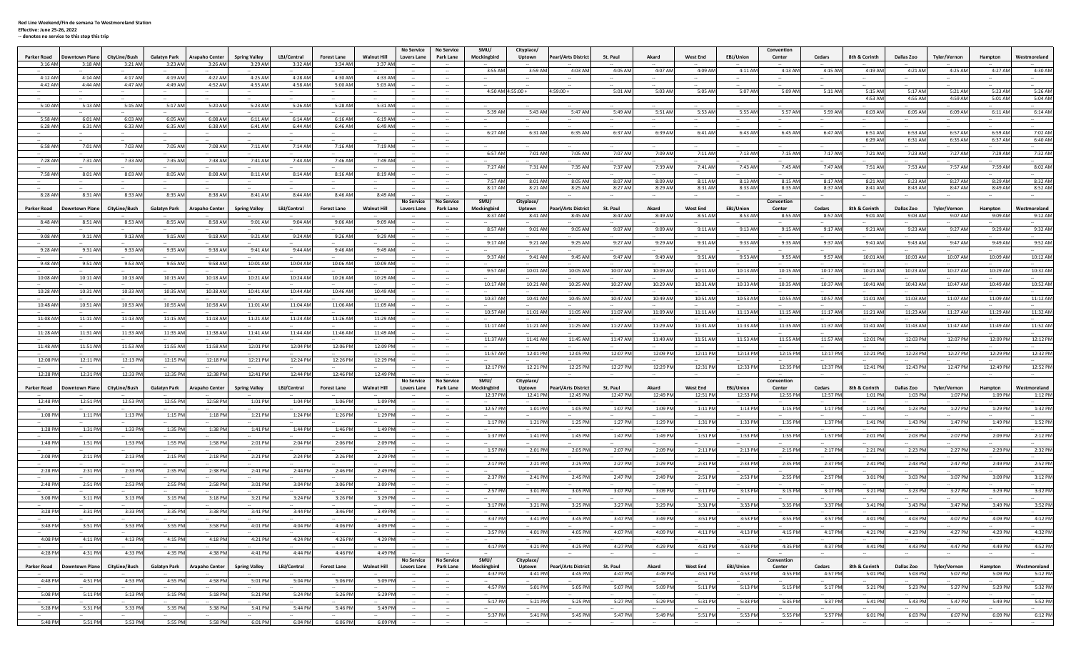**Red Line Weekend/Fin de semana To Westmoreland Station**
**Effective: June 25-26, 2022**
**-- denotes no service to this stop this trip**

| Parker Road | Downtown Plano | CityLine/Bush | Galatyn Park | Arapaho Center | Spring Valley | LBJ/Central | Forest Lane | Walnut Hill | No Service Lovers Lane | No Service Park Lane | SMU/ Mockingbird | Cityplace/ Uptown | Pearl/Arts District | St. Paul | Akard | West End | EBJ/Union | Convention Center | Cedars | 8th & Corinth | Dallas Zoo | Tyler/Vernon | Hampton | Westmoreland |
|---|---|---|---|---|---|---|---|---|---|---|---|---|---|---|---|---|---|---|---|---|---|---|---|---|
| 3:16 AM | 3:18 AM | 3:21 AM | 3:23 AM | 3:26 AM | 3:29 AM | 3:32 AM | 3:34 AM | 3:37 AM | -- | -- | -- | -- | -- | -- | -- | -- | -- | -- | -- | -- | -- | -- | -- | -- |
| -- | -- | -- | -- | -- | -- | -- | -- | -- | -- | -- | 3:55 AM | 3:59 AM | 4:03 AM | 4:05 AM | 4:07 AM | 4:09 AM | 4:11 AM | 4:13 AM | 4:15 AM | 4:19 AM | 4:21 AM | 4:25 AM | 4:27 AM | 4:30 AM |
| 4:12 AM | 4:14 AM | 4:17 AM | 4:19 AM | 4:22 AM | 4:25 AM | 4:28 AM | 4:30 AM | 4:33 AM | -- | -- | -- | -- | -- | -- | -- | -- | -- | -- | -- | -- | -- | -- | -- | -- |
| 4:42 AM | 4:44 AM | 4:47 AM | 4:49 AM | 4:52 AM | 4:55 AM | 4:58 AM | 5:00 AM | 5:03 AM | -- | -- | -- | -- | -- | -- | -- | -- | -- | -- | -- | -- | -- | -- | -- | -- |
| -- | -- | -- | -- | -- | -- | -- | -- | -- | -- | -- | 4:50 AM | 4:55:00 + | 4:59:00 + | 5:01 AM | 5:03 AM | 5:05 AM | 5:07 AM | 5:09 AM | 5:11 AM | 5:15 AM | 5:17 AM | 5:21 AM | 5:23 AM | 5:26 AM |
| -- | -- | -- | -- | -- | -- | -- | -- | -- | -- | -- | -- | -- | -- | -- | -- | -- | -- | -- | -- | 4:53 AM | 4:55 AM | 4:59 AM | 5:01 AM | 5:04 AM |
| 5:10 AM | 5:13 AM | 5:15 AM | 5:17 AM | 5:20 AM | 5:23 AM | 5:26 AM | 5:28 AM | 5:31 AM | -- | -- | -- | -- | -- | -- | -- | -- | -- | -- | -- | -- | -- | -- | -- | -- |
| -- | -- | -- | -- | -- | -- | -- | -- | -- | -- | -- | 5:39 AM | 5:43 AM | 5:47 AM | 5:49 AM | 5:51 AM | 5:53 AM | 5:55 AM | 5:57 AM | 5:59 AM | 6:03 AM | 6:05 AM | 6:09 AM | 6:11 AM | 6:14 AM |
| 5:58 AM | 6:01 AM | 6:03 AM | 6:05 AM | 6:08 AM | 6:11 AM | 6:14 AM | 6:16 AM | 6:19 AM | -- | -- | -- | -- | -- | -- | -- | -- | -- | -- | -- | -- | -- | -- | -- | -- |
| 6:28 AM | 6:31 AM | 6:33 AM | 6:35 AM | 6:38 AM | 6:41 AM | 6:44 AM | 6:46 AM | 6:49 AM | -- | -- | -- | -- | -- | -- | -- | -- | -- | -- | -- | -- | -- | -- | -- | -- |
| -- | -- | -- | -- | -- | -- | -- | -- | -- | -- | -- | 6:27 AM | 6:31 AM | 6:35 AM | 6:37 AM | 6:39 AM | 6:41 AM | 6:43 AM | 6:45 AM | 6:47 AM | 6:51 AM | 6:53 AM | 6:57 AM | 6:59 AM | 7:02 AM |
| -- | -- | -- | -- | -- | -- | -- | -- | -- | -- | -- | -- | -- | -- | -- | -- | -- | -- | -- | -- | 6:29 AM | 6:31 AM | 6:35 AM | 6:37 AM | 6:40 AM |
| 6:58 AM | 7:01 AM | 7:03 AM | 7:05 AM | 7:08 AM | 7:11 AM | 7:14 AM | 7:16 AM | 7:19 AM | -- | -- | -- | -- | -- | -- | -- | -- | -- | -- | -- | -- | -- | -- | -- | -- |
| -- | -- | -- | -- | -- | -- | -- | -- | -- | -- | -- | 6:57 AM | 7:01 AM | 7:05 AM | 7:07 AM | 7:09 AM | 7:11 AM | 7:13 AM | 7:15 AM | 7:17 AM | 7:21 AM | 7:23 AM | 7:27 AM | 7:29 AM | 7:32 AM |
| 7:28 AM | 7:31 AM | 7:33 AM | 7:35 AM | 7:38 AM | 7:41 AM | 7:44 AM | 7:46 AM | 7:49 AM | -- | -- | -- | -- | -- | -- | -- | -- | -- | -- | -- | -- | -- | -- | -- | -- |
| -- | -- | -- | -- | -- | -- | -- | -- | -- | -- | -- | 7:27 AM | 7:31 AM | 7:35 AM | 7:37 AM | 7:39 AM | 7:41 AM | 7:43 AM | 7:45 AM | 7:47 AM | 7:51 AM | 7:53 AM | 7:57 AM | 7:59 AM | 8:02 AM |
| 7:58 AM | 8:01 AM | 8:03 AM | 8:05 AM | 8:08 AM | 8:11 AM | 8:14 AM | 8:16 AM | 8:19 AM | -- | -- | -- | -- | -- | -- | -- | -- | -- | -- | -- | -- | -- | -- | -- | -- |
| -- | -- | -- | -- | -- | -- | -- | -- | -- | -- | -- | 7:57 AM | 8:01 AM | 8:05 AM | 8:07 AM | 8:09 AM | 8:11 AM | 8:13 AM | 8:15 AM | 8:17 AM | 8:21 AM | 8:23 AM | 8:27 AM | 8:29 AM | 8:32 AM |
| -- | -- | -- | -- | -- | -- | -- | -- | -- | -- | -- | 8:17 AM | 8:21 AM | 8:25 AM | 8:27 AM | 8:29 AM | 8:31 AM | 8:33 AM | 8:35 AM | 8:37 AM | 8:41 AM | 8:43 AM | 8:47 AM | 8:49 AM | 8:52 AM |
| 8:28 AM | 8:31 AM | 8:33 AM | 8:35 AM | 8:38 AM | 8:41 AM | 8:44 AM | 8:46 AM | 8:49 AM | -- | -- | -- | -- | -- | -- | -- | -- | -- | -- | -- | -- | -- | -- | -- | -- |
| **Parker Road** | **Downtown Plano** | **CityLine/Bush** | **Galatyn Park** | **Arapaho Center** | **Spring Valley** | **LBJ/Central** | **Forest Lane** | **Walnut Hill** | **No Service Lovers Lane** | **No Service Park Lane** | **SMU/ Mockingbird** | **Cityplace/ Uptown** | **Pearl/Arts District** | **St. Paul** | **Akard** | **West End** | **EBJ/Union** | **Convention Center** | **Cedars** | **8th & Corinth** | **Dallas Zoo** | **Tyler/Vernon** | **Hampton** | **Westmoreland** |
| -- | -- | -- | -- | -- | -- | -- | -- | -- | -- | -- | 8:37 AM | 8:41 AM | 8:45 AM | 8:47 AM | 8:49 AM | 8:51 AM | 8:53 AM | 8:55 AM | 8:57 AM | 9:01 AM | 9:03 AM | 9:07 AM | 9:09 AM | 9:12 AM |
| 8:48 AM | 8:51 AM | 8:53 AM | 8:55 AM | 8:58 AM | 9:01 AM | 9:04 AM | 9:06 AM | 9:09 AM | -- | -- | -- | -- | -- | -- | -- | -- | -- | -- | -- | -- | -- | -- | -- | -- |
| -- | -- | -- | -- | -- | -- | -- | -- | -- | -- | -- | 8:57 AM | 9:01 AM | 9:05 AM | 9:07 AM | 9:09 AM | 9:11 AM | 9:13 AM | 9:15 AM | 9:17 AM | 9:21 AM | 9:23 AM | 9:27 AM | 9:29 AM | 9:32 AM |
| 9:08 AM | 9:11 AM | 9:13 AM | 9:15 AM | 9:18 AM | 9:21 AM | 9:24 AM | 9:26 AM | 9:29 AM | -- | -- | -- | -- | -- | -- | -- | -- | -- | -- | -- | -- | -- | -- | -- | -- |
| -- | -- | -- | -- | -- | -- | -- | -- | -- | -- | -- | 9:17 AM | 9:21 AM | 9:25 AM | 9:27 AM | 9:29 AM | 9:31 AM | 9:33 AM | 9:35 AM | 9:37 AM | 9:41 AM | 9:43 AM | 9:47 AM | 9:49 AM | 9:52 AM |
| 9:28 AM | 9:31 AM | 9:33 AM | 9:35 AM | 9:38 AM | 9:41 AM | 9:44 AM | 9:46 AM | 9:49 AM | -- | -- | -- | -- | -- | -- | -- | -- | -- | -- | -- | -- | -- | -- | -- | -- |
| -- | -- | -- | -- | -- | -- | -- | -- | -- | -- | -- | 9:37 AM | 9:41 AM | 9:45 AM | 9:47 AM | 9:49 AM | 9:51 AM | 9:53 AM | 9:55 AM | 9:57 AM | 10:01 AM | 10:03 AM | 10:07 AM | 10:09 AM | 10:12 AM |
| 9:48 AM | 9:51 AM | 9:53 AM | 9:55 AM | 9:58 AM | 10:01 AM | 10:04 AM | 10:06 AM | 10:09 AM | -- | -- | -- | -- | -- | -- | -- | -- | -- | -- | -- | -- | -- | -- | -- | -- |
| -- | -- | -- | -- | -- | -- | -- | -- | -- | -- | -- | 9:57 AM | 10:01 AM | 10:05 AM | 10:07 AM | 10:09 AM | 10:11 AM | 10:13 AM | 10:15 AM | 10:17 AM | 10:21 AM | 10:23 AM | 10:27 AM | 10:29 AM | 10:32 AM |
| 10:08 AM | 10:11 AM | 10:13 AM | 10:15 AM | 10:18 AM | 10:21 AM | 10:24 AM | 10:26 AM | 10:29 AM | -- | -- | -- | -- | -- | -- | -- | -- | -- | -- | -- | -- | -- | -- | -- | -- |
| -- | -- | -- | -- | -- | -- | -- | -- | -- | -- | -- | 10:17 AM | 10:21 AM | 10:25 AM | 10:27 AM | 10:29 AM | 10:31 AM | 10:33 AM | 10:35 AM | 10:37 AM | 10:41 AM | 10:43 AM | 10:47 AM | 10:49 AM | 10:52 AM |
| 10:28 AM | 10:31 AM | 10:33 AM | 10:35 AM | 10:38 AM | 10:41 AM | 10:44 AM | 10:46 AM | 10:49 AM | -- | -- | -- | -- | -- | -- | -- | -- | -- | -- | -- | -- | -- | -- | -- | -- |
| -- | -- | -- | -- | -- | -- | -- | -- | -- | -- | -- | 10:37 AM | 10:41 AM | 10:45 AM | 10:47 AM | 10:49 AM | 10:51 AM | 10:53 AM | 10:55 AM | 10:57 AM | 11:01 AM | 11:03 AM | 11:07 AM | 11:09 AM | 11:12 AM |
| 10:48 AM | 10:51 AM | 10:53 AM | 10:55 AM | 10:58 AM | 11:01 AM | 11:04 AM | 11:06 AM | 11:09 AM | -- | -- | -- | -- | -- | -- | -- | -- | -- | -- | -- | -- | -- | -- | -- | -- |
| -- | -- | -- | -- | -- | -- | -- | -- | -- | -- | -- | 10:57 AM | 11:01 AM | 11:05 AM | 11:07 AM | 11:09 AM | 11:11 AM | 11:13 AM | 11:15 AM | 11:17 AM | 11:21 AM | 11:23 AM | 11:27 AM | 11:29 AM | 11:32 AM |
| 11:08 AM | 11:11 AM | 11:13 AM | 11:15 AM | 11:18 AM | 11:21 AM | 11:24 AM | 11:26 AM | 11:29 AM | -- | -- | -- | -- | -- | -- | -- | -- | -- | -- | -- | -- | -- | -- | -- | -- |
| -- | -- | -- | -- | -- | -- | -- | -- | -- | -- | -- | 11:17 AM | 11:21 AM | 11:25 AM | 11:27 AM | 11:29 AM | 11:31 AM | 11:33 AM | 11:35 AM | 11:37 AM | 11:41 AM | 11:43 AM | 11:47 AM | 11:49 AM | 11:52 AM |
| 11:28 AM | 11:31 AM | 11:33 AM | 11:35 AM | 11:38 AM | 11:41 AM | 11:44 AM | 11:46 AM | 11:49 AM | -- | -- | -- | -- | -- | -- | -- | -- | -- | -- | -- | -- | -- | -- | -- | -- |
| -- | -- | -- | -- | -- | -- | -- | -- | -- | -- | -- | 11:37 AM | 11:41 AM | 11:45 AM | 11:47 AM | 11:49 AM | 11:51 AM | 11:53 AM | 11:55 AM | 11:57 AM | 12:01 PM | 12:03 PM | 12:07 PM | 12:09 PM | 12:12 PM |
| 11:48 AM | 11:51 AM | 11:53 AM | 11:55 AM | 11:58 AM | 12:01 PM | 12:04 PM | 12:06 PM | 12:09 PM | -- | -- | -- | -- | -- | -- | -- | -- | -- | -- | -- | -- | -- | -- | -- | -- |
| -- | -- | -- | -- | -- | -- | -- | -- | -- | -- | -- | 11:57 AM | 12:01 PM | 12:05 PM | 12:07 PM | 12:09 PM | 12:11 PM | 12:13 PM | 12:15 PM | 12:17 PM | 12:21 PM | 12:23 PM | 12:27 PM | 12:29 PM | 12:32 PM |
| 12:08 PM | 12:11 PM | 12:13 PM | 12:15 PM | 12:18 PM | 12:21 PM | 12:24 PM | 12:26 PM | 12:29 PM | -- | -- | -- | -- | -- | -- | -- | -- | -- | -- | -- | -- | -- | -- | -- | -- |
| -- | -- | -- | -- | -- | -- | -- | -- | -- | -- | -- | 12:17 PM | 12:21 PM | 12:25 PM | 12:27 PM | 12:29 PM | 12:31 PM | 12:33 PM | 12:35 PM | 12:37 PM | 12:41 PM | 12:43 PM | 12:47 PM | 12:49 PM | 12:52 PM |
| 12:28 PM | 12:31 PM | 12:33 PM | 12:35 PM | 12:38 PM | 12:41 PM | 12:44 PM | 12:46 PM | 12:49 PM | -- | -- | -- | -- | -- | -- | -- | -- | -- | -- | -- | -- | -- | -- | -- | -- |
| **Parker Road** | **Downtown Plano** | **CityLine/Bush** | **Galatyn Park** | **Arapaho Center** | **Spring Valley** | **LBJ/Central** | **Forest Lane** | **Walnut Hill** | **No Service Lovers Lane** | **No Service Park Lane** | **SMU/ Mockingbird** | **Cityplace/ Uptown** | **Pearl/Arts District** | **St. Paul** | **Akard** | **West End** | **EBJ/Union** | **Convention Center** | **Cedars** | **8th & Corinth** | **Dallas Zoo** | **Tyler/Vernon** | **Hampton** | **Westmoreland** |
| -- | -- | -- | -- | -- | -- | -- | -- | -- | -- | -- | 12:37 PM | 12:41 PM | 12:45 PM | 12:47 PM | 12:49 PM | 12:51 PM | 12:53 PM | 12:55 PM | 12:57 PM | 1:01 PM | 1:03 PM | 1:07 PM | 1:09 PM | 1:12 PM |
| 12:48 PM | 12:51 PM | 12:53 PM | 12:55 PM | 12:58 PM | 1:01 PM | 1:04 PM | 1:06 PM | 1:09 PM | -- | -- | -- | -- | -- | -- | -- | -- | -- | -- | -- | -- | -- | -- | -- | -- |
| -- | -- | -- | -- | -- | -- | -- | -- | -- | -- | -- | 12:57 PM | 1:01 PM | 1:05 PM | 1:07 PM | 1:09 PM | 1:11 PM | 1:13 PM | 1:15 PM | 1:17 PM | 1:21 PM | 1:23 PM | 1:27 PM | 1:29 PM | 1:32 PM |
| 1:08 PM | 1:11 PM | 1:13 PM | 1:15 PM | 1:18 PM | 1:21 PM | 1:24 PM | 1:26 PM | 1:29 PM | -- | -- | -- | -- | -- | -- | -- | -- | -- | -- | -- | -- | -- | -- | -- | -- |
| -- | -- | -- | -- | -- | -- | -- | -- | -- | -- | -- | 1:17 PM | 1:21 PM | 1:25 PM | 1:27 PM | 1:29 PM | 1:31 PM | 1:33 PM | 1:35 PM | 1:37 PM | 1:41 PM | 1:43 PM | 1:47 PM | 1:49 PM | 1:52 PM |
| 1:28 PM | 1:31 PM | 1:33 PM | 1:35 PM | 1:38 PM | 1:41 PM | 1:44 PM | 1:46 PM | 1:49 PM | -- | -- | -- | -- | -- | -- | -- | -- | -- | -- | -- | -- | -- | -- | -- | -- |
| -- | -- | -- | -- | -- | -- | -- | -- | -- | -- | -- | 1:37 PM | 1:41 PM | 1:45 PM | 1:47 PM | 1:49 PM | 1:51 PM | 1:53 PM | 1:55 PM | 1:57 PM | 2:01 PM | 2:03 PM | 2:07 PM | 2:09 PM | 2:12 PM |
| 1:48 PM | 1:51 PM | 1:53 PM | 1:55 PM | 1:58 PM | 2:01 PM | 2:04 PM | 2:06 PM | 2:09 PM | -- | -- | -- | -- | -- | -- | -- | -- | -- | -- | -- | -- | -- | -- | -- | -- |
| -- | -- | -- | -- | -- | -- | -- | -- | -- | -- | -- | 1:57 PM | 2:01 PM | 2:05 PM | 2:07 PM | 2:09 PM | 2:11 PM | 2:13 PM | 2:15 PM | 2:17 PM | 2:21 PM | 2:23 PM | 2:27 PM | 2:29 PM | 2:32 PM |
| 2:08 PM | 2:11 PM | 2:13 PM | 2:15 PM | 2:18 PM | 2:21 PM | 2:24 PM | 2:26 PM | 2:29 PM | -- | -- | -- | -- | -- | -- | -- | -- | -- | -- | -- | -- | -- | -- | -- | -- |
| -- | -- | -- | -- | -- | -- | -- | -- | -- | -- | -- | 2:17 PM | 2:21 PM | 2:25 PM | 2:27 PM | 2:29 PM | 2:31 PM | 2:33 PM | 2:35 PM | 2:37 PM | 2:41 PM | 2:43 PM | 2:47 PM | 2:49 PM | 2:52 PM |
| 2:28 PM | 2:31 PM | 2:33 PM | 2:35 PM | 2:38 PM | 2:41 PM | 2:44 PM | 2:46 PM | 2:49 PM | -- | -- | -- | -- | -- | -- | -- | -- | -- | -- | -- | -- | -- | -- | -- | -- |
| -- | -- | -- | -- | -- | -- | -- | -- | -- | -- | -- | 2:37 PM | 2:41 PM | 2:45 PM | 2:47 PM | 2:49 PM | 2:51 PM | 2:53 PM | 2:55 PM | 2:57 PM | 3:01 PM | 3:03 PM | 3:07 PM | 3:09 PM | 3:12 PM |
| 2:48 PM | 2:51 PM | 2:53 PM | 2:55 PM | 2:58 PM | 3:01 PM | 3:04 PM | 3:06 PM | 3:09 PM | -- | -- | -- | -- | -- | -- | -- | -- | -- | -- | -- | -- | -- | -- | -- | -- |
| -- | -- | -- | -- | -- | -- | -- | -- | -- | -- | -- | 2:57 PM | 3:01 PM | 3:05 PM | 3:07 PM | 3:09 PM | 3:11 PM | 3:13 PM | 3:15 PM | 3:17 PM | 3:21 PM | 3:23 PM | 3:27 PM | 3:29 PM | 3:32 PM |
| 3:08 PM | 3:11 PM | 3:13 PM | 3:15 PM | 3:18 PM | 3:21 PM | 3:24 PM | 3:26 PM | 3:29 PM | -- | -- | -- | -- | -- | -- | -- | -- | -- | -- | -- | -- | -- | -- | -- | -- |
| -- | -- | -- | -- | -- | -- | -- | -- | -- | -- | -- | 3:17 PM | 3:21 PM | 3:25 PM | 3:27 PM | 3:29 PM | 3:31 PM | 3:33 PM | 3:35 PM | 3:37 PM | 3:41 PM | 3:43 PM | 3:47 PM | 3:49 PM | 3:52 PM |
| 3:28 PM | 3:31 PM | 3:33 PM | 3:35 PM | 3:38 PM | 3:41 PM | 3:44 PM | 3:46 PM | 3:49 PM | -- | -- | -- | -- | -- | -- | -- | -- | -- | -- | -- | -- | -- | -- | -- | -- |
| -- | -- | -- | -- | -- | -- | -- | -- | -- | -- | -- | 3:37 PM | 3:41 PM | 3:45 PM | 3:47 PM | 3:49 PM | 3:51 PM | 3:53 PM | 3:55 PM | 3:57 PM | 4:01 PM | 4:03 PM | 4:07 PM | 4:09 PM | 4:12 PM |
| 3:48 PM | 3:51 PM | 3:53 PM | 3:55 PM | 3:58 PM | 4:01 PM | 4:04 PM | 4:06 PM | 4:09 PM | -- | -- | -- | -- | -- | -- | -- | -- | -- | -- | -- | -- | -- | -- | -- | -- |
| -- | -- | -- | -- | -- | -- | -- | -- | -- | -- | -- | 3:57 PM | 4:01 PM | 4:05 PM | 4:07 PM | 4:09 PM | 4:11 PM | 4:13 PM | 4:15 PM | 4:17 PM | 4:21 PM | 4:23 PM | 4:27 PM | 4:29 PM | 4:32 PM |
| 4:08 PM | 4:11 PM | 4:13 PM | 4:15 PM | 4:18 PM | 4:21 PM | 4:24 PM | 4:26 PM | 4:29 PM | -- | -- | -- | -- | -- | -- | -- | -- | -- | -- | -- | -- | -- | -- | -- | -- |
| -- | -- | -- | -- | -- | -- | -- | -- | -- | -- | -- | 4:17 PM | 4:21 PM | 4:25 PM | 4:27 PM | 4:29 PM | 4:31 PM | 4:33 PM | 4:35 PM | 4:37 PM | 4:41 PM | 4:43 PM | 4:47 PM | 4:49 PM | 4:52 PM |
| 4:28 PM | 4:31 PM | 4:33 PM | 4:35 PM | 4:38 PM | 4:41 PM | 4:44 PM | 4:46 PM | 4:49 PM | -- | -- | -- | -- | -- | -- | -- | -- | -- | -- | -- | -- | -- | -- | -- | -- |
| **Parker Road** | **Downtown Plano** | **CityLine/Bush** | **Galatyn Park** | **Arapaho Center** | **Spring Valley** | **LBJ/Central** | **Forest Lane** | **Walnut Hill** | **No Service Lovers Lane** | **No Service Park Lane** | **SMU/ Mockingbird** | **Cityplace/ Uptown** | **Pearl/Arts District** | **St. Paul** | **Akard** | **West End** | **EBJ/Union** | **Convention Center** | **Cedars** | **8th & Corinth** | **Dallas Zoo** | **Tyler/Vernon** | **Hampton** | **Westmoreland** |
| -- | -- | -- | -- | -- | -- | -- | -- | -- | -- | -- | 4:37 PM | 4:41 PM | 4:45 PM | 4:47 PM | 4:49 PM | 4:51 PM | 4:53 PM | 4:55 PM | 4:57 PM | 5:01 PM | 5:03 PM | 5:07 PM | 5:09 PM | 5:12 PM |
| 4:48 PM | 4:51 PM | 4:53 PM | 4:55 PM | 4:58 PM | 5:01 PM | 5:04 PM | 5:06 PM | 5:09 PM | -- | -- | -- | -- | -- | -- | -- | -- | -- | -- | -- | -- | -- | -- | -- | -- |
| -- | -- | -- | -- | -- | -- | -- | -- | -- | -- | -- | 4:57 PM | 5:01 PM | 5:05 PM | 5:07 PM | 5:09 PM | 5:11 PM | 5:13 PM | 5:15 PM | 5:17 PM | 5:21 PM | 5:23 PM | 5:27 PM | 5:29 PM | 5:32 PM |
| 5:08 PM | 5:11 PM | 5:13 PM | 5:15 PM | 5:18 PM | 5:21 PM | 5:24 PM | 5:26 PM | 5:29 PM | -- | -- | -- | -- | -- | -- | -- | -- | -- | -- | -- | -- | -- | -- | -- | -- |
| -- | -- | -- | -- | -- | -- | -- | -- | -- | -- | -- | 5:17 PM | 5:21 PM | 5:25 PM | 5:27 PM | 5:29 PM | 5:31 PM | 5:33 PM | 5:35 PM | 5:37 PM | 5:41 PM | 5:43 PM | 5:47 PM | 5:49 PM | 5:52 PM |
| 5:28 PM | 5:31 PM | 5:33 PM | 5:35 PM | 5:38 PM | 5:41 PM | 5:44 PM | 5:46 PM | 5:49 PM | -- | -- | -- | -- | -- | -- | -- | -- | -- | -- | -- | -- | -- | -- | -- | -- |
| -- | -- | -- | -- | -- | -- | -- | -- | -- | -- | -- | 5:37 PM | 5:41 PM | 5:45 PM | 5:47 PM | 5:49 PM | 5:51 PM | 5:53 PM | 5:55 PM | 5:57 PM | 6:01 PM | 6:03 PM | 6:07 PM | 6:09 PM | 6:12 PM |
| 5:48 PM | 5:51 PM | 5:53 PM | 5:55 PM | 5:58 PM | 6:01 PM | 6:04 PM | 6:06 PM | 6:09 PM | -- | -- | -- | -- | -- | -- | -- | -- | -- | -- | -- | -- | -- | -- | -- | -- |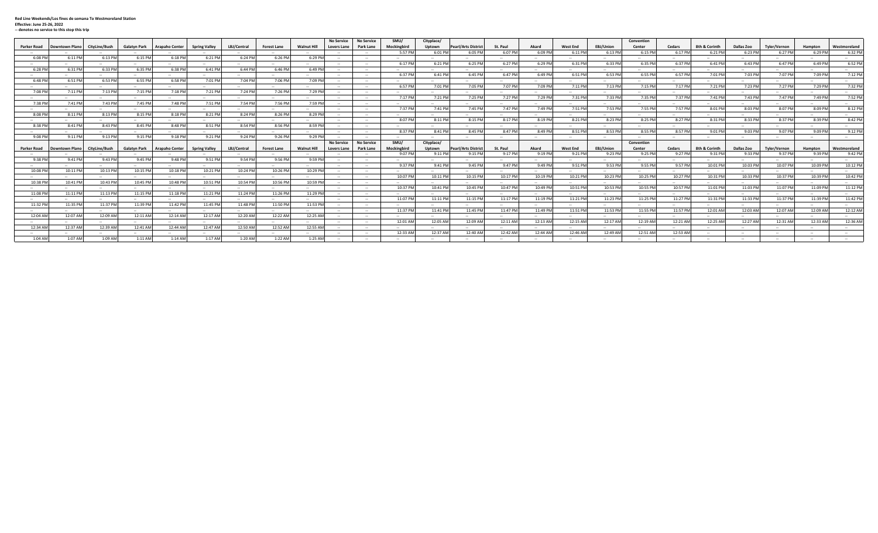**Red Line Weekends/Los fines de semana To Westmoreland Station**
**Effective: June 25-26, 2022**
**-- denotes no service to this stop this trip**

| Parker Road | Downtown Plano | CityLine/Bush | Galatyn Park | Arapaho Center | Spring Valley | LBJ/Central | Forest Lane | Walnut Hill | No Service Lovers Lane | No Service Park Lane | SMU/ Mockingbird | Cityplace/ Uptown | Pearl/Arts District | St. Paul | Akard | West End | EBJ/Union | Convention Center | Cedars | 8th & Corinth | Dallas Zoo | Tyler/Vernon | Hampton | Westmoreland |
|---|---|---|---|---|---|---|---|---|---|---|---|---|---|---|---|---|---|---|---|---|---|---|---|---|
| -- | -- | -- | -- | -- | -- | -- | -- | -- | -- | -- | 5:57 PM | 6:01 PM | 6:05 PM | 6:07 PM | 6:09 PM | 6:11 PM | 6:13 PM | 6:15 PM | 6:17 PM | 6:21 PM | 6:23 PM | 6:27 PM | 6:29 PM | 6:32 PM |
| 6:08 PM | 6:11 PM | 6:13 PM | 6:15 PM | 6:18 PM | 6:21 PM | 6:24 PM | 6:26 PM | 6:29 PM | -- | -- | -- | -- | -- | -- | -- | -- | -- | -- | -- | -- | -- | -- | -- | -- |
| -- | -- | -- | -- | -- | -- | -- | -- | -- | -- | -- | 6:17 PM | 6:21 PM | 6:25 PM | 6:27 PM | 6:29 PM | 6:31 PM | 6:33 PM | 6:35 PM | 6:37 PM | 6:41 PM | 6:43 PM | 6:47 PM | 6:49 PM | 6:52 PM |
| 6:28 PM | 6:31 PM | 6:33 PM | 6:35 PM | 6:38 PM | 6:41 PM | 6:44 PM | 6:46 PM | 6:49 PM | -- | -- | -- | -- | -- | -- | -- | -- | -- | -- | -- | -- | -- | -- | -- | -- |
| -- | -- | -- | -- | -- | -- | -- | -- | -- | -- | -- | 6:37 PM | 6:41 PM | 6:45 PM | 6:47 PM | 6:49 PM | 6:51 PM | 6:53 PM | 6:55 PM | 6:57 PM | 7:01 PM | 7:03 PM | 7:07 PM | 7:09 PM | 7:12 PM |
| 6:48 PM | 6:51 PM | 6:53 PM | 6:55 PM | 6:58 PM | 7:01 PM | 7:04 PM | 7:06 PM | 7:09 PM | -- | -- | -- | -- | -- | -- | -- | -- | -- | -- | -- | -- | -- | -- | -- | -- |
| -- | -- | -- | -- | -- | -- | -- | -- | -- | -- | -- | 6:57 PM | 7:01 PM | 7:05 PM | 7:07 PM | 7:09 PM | 7:11 PM | 7:13 PM | 7:15 PM | 7:17 PM | 7:21 PM | 7:23 PM | 7:27 PM | 7:29 PM | 7:32 PM |
| 7:08 PM | 7:11 PM | 7:13 PM | 7:15 PM | 7:18 PM | 7:21 PM | 7:24 PM | 7:26 PM | 7:29 PM | -- | -- | -- | -- | -- | -- | -- | -- | -- | -- | -- | -- | -- | -- | -- | -- |
| -- | -- | -- | -- | -- | -- | -- | -- | -- | -- | -- | 7:17 PM | 7:21 PM | 7:25 PM | 7:27 PM | 7:29 PM | 7:31 PM | 7:33 PM | 7:35 PM | 7:37 PM | 7:41 PM | 7:43 PM | 7:47 PM | 7:49 PM | 7:52 PM |
| 7:38 PM | 7:41 PM | 7:43 PM | 7:45 PM | 7:48 PM | 7:51 PM | 7:54 PM | 7:56 PM | 7:59 PM | -- | -- | -- | -- | -- | -- | -- | -- | -- | -- | -- | -- | -- | -- | -- | -- |
| -- | -- | -- | -- | -- | -- | -- | -- | -- | -- | -- | 7:37 PM | 7:41 PM | 7:45 PM | 7:47 PM | 7:49 PM | 7:51 PM | 7:53 PM | 7:55 PM | 7:57 PM | 8:01 PM | 8:03 PM | 8:07 PM | 8:09 PM | 8:12 PM |
| 8:08 PM | 8:11 PM | 8:13 PM | 8:15 PM | 8:18 PM | 8:21 PM | 8:24 PM | 8:26 PM | 8:29 PM | -- | -- | -- | -- | -- | -- | -- | -- | -- | -- | -- | -- | -- | -- | -- | -- |
| -- | -- | -- | -- | -- | -- | -- | -- | -- | -- | -- | 8:07 PM | 8:11 PM | 8:15 PM | 8:17 PM | 8:19 PM | 8:21 PM | 8:23 PM | 8:25 PM | 8:27 PM | 8:31 PM | 8:33 PM | 8:37 PM | 8:39 PM | 8:42 PM |
| 8:38 PM | 8:41 PM | 8:43 PM | 8:45 PM | 8:48 PM | 8:51 PM | 8:54 PM | 8:56 PM | 8:59 PM | -- | -- | -- | -- | -- | -- | -- | -- | -- | -- | -- | -- | -- | -- | -- | -- |
| -- | -- | -- | -- | -- | -- | -- | -- | -- | -- | -- | 8:37 PM | 8:41 PM | 8:45 PM | 8:47 PM | 8:49 PM | 8:51 PM | 8:53 PM | 8:55 PM | 8:57 PM | 9:01 PM | 9:03 PM | 9:07 PM | 9:09 PM | 9:12 PM |
| 9:08 PM | 9:11 PM | 9:13 PM | 9:15 PM | 9:18 PM | 9:21 PM | 9:24 PM | 9:26 PM | 9:29 PM | -- | -- | -- | -- | -- | -- | -- | -- | -- | -- | -- | -- | -- | -- | -- | -- |
| Parker Road | Downtown Plano | CityLine/Bush | Galatyn Park | Arapaho Center | Spring Valley | LBJ/Central | Forest Lane | Walnut Hill | No Service Lovers Lane | No Service Park Lane | SMU/ Mockingbird | Cityplace/ Uptown | Pearl/Arts District | St. Paul | Akard | West End | EBJ/Union | Convention Center | Cedars | 8th & Corinth | Dallas Zoo | Tyler/Vernon | Hampton | Westmoreland |
| -- | -- | -- | -- | -- | -- | -- | -- | -- | -- | -- | 9:07 PM | 9:11 PM | 9:15 PM | 9:17 PM | 9:19 PM | 9:21 PM | 9:23 PM | 9:25 PM | 9:27 PM | 9:31 PM | 9:33 PM | 9:37 PM | 9:39 PM | 9:42 PM |
| 9:38 PM | 9:41 PM | 9:43 PM | 9:45 PM | 9:48 PM | 9:51 PM | 9:54 PM | 9:56 PM | 9:59 PM | -- | -- | -- | -- | -- | -- | -- | -- | -- | -- | -- | -- | -- | -- | -- | -- |
| -- | -- | -- | -- | -- | -- | -- | -- | -- | -- | -- | 9:37 PM | 9:41 PM | 9:45 PM | 9:47 PM | 9:49 PM | 9:51 PM | 9:53 PM | 9:55 PM | 9:57 PM | 10:01 PM | 10:03 PM | 10:07 PM | 10:09 PM | 10:12 PM |
| 10:08 PM | 10:11 PM | 10:13 PM | 10:15 PM | 10:18 PM | 10:21 PM | 10:24 PM | 10:26 PM | 10:29 PM | -- | -- | -- | -- | -- | -- | -- | -- | -- | -- | -- | -- | -- | -- | -- | -- |
| -- | -- | -- | -- | -- | -- | -- | -- | -- | -- | -- | 10:07 PM | 10:11 PM | 10:15 PM | 10:17 PM | 10:19 PM | 10:21 PM | 10:23 PM | 10:25 PM | 10:27 PM | 10:31 PM | 10:33 PM | 10:37 PM | 10:39 PM | 10:42 PM |
| 10:38 PM | 10:41 PM | 10:43 PM | 10:45 PM | 10:48 PM | 10:51 PM | 10:54 PM | 10:56 PM | 10:59 PM | -- | -- | -- | -- | -- | -- | -- | -- | -- | -- | -- | -- | -- | -- | -- | -- |
| -- | -- | -- | -- | -- | -- | -- | -- | -- | -- | -- | 10:37 PM | 10:41 PM | 10:45 PM | 10:47 PM | 10:49 PM | 10:51 PM | 10:53 PM | 10:55 PM | 10:57 PM | 11:01 PM | 11:03 PM | 11:07 PM | 11:09 PM | 11:12 PM |
| 11:08 PM | 11:11 PM | 11:13 PM | 11:15 PM | 11:18 PM | 11:21 PM | 11:24 PM | 11:26 PM | 11:29 PM | -- | -- | -- | -- | -- | -- | -- | -- | -- | -- | -- | -- | -- | -- | -- | -- |
| -- | -- | -- | -- | -- | -- | -- | -- | -- | -- | -- | 11:07 PM | 11:11 PM | 11:15 PM | 11:17 PM | 11:19 PM | 11:21 PM | 11:23 PM | 11:25 PM | 11:27 PM | 11:31 PM | 11:33 PM | 11:37 PM | 11:39 PM | 11:42 PM |
| 11:32 PM | 11:35 PM | 11:37 PM | 11:39 PM | 11:42 PM | 11:45 PM | 11:48 PM | 11:50 PM | 11:53 PM | -- | -- | -- | -- | -- | -- | -- | -- | -- | -- | -- | -- | -- | -- | -- | -- |
| -- | -- | -- | -- | -- | -- | -- | -- | -- | -- | -- | 11:37 PM | 11:41 PM | 11:45 PM | 11:47 PM | 11:49 PM | 11:51 PM | 11:53 PM | 11:55 PM | 11:57 PM | 12:01 AM | 12:03 AM | 12:07 AM | 12:09 AM | 12:12 AM |
| 12:04 AM | 12:07 AM | 12:09 AM | 12:11 AM | 12:14 AM | 12:17 AM | 12:20 AM | 12:22 AM | 12:25 AM | -- | -- | -- | -- | -- | -- | -- | -- | -- | -- | -- | -- | -- | -- | -- | -- |
| -- | -- | -- | -- | -- | -- | -- | -- | -- | -- | -- | 12:01 AM | 12:05 AM | 12:09 AM | 12:11 AM | 12:13 AM | 12:15 AM | 12:17 AM | 12:19 AM | 12:21 AM | 12:25 AM | 12:27 AM | 12:31 AM | 12:33 AM | 12:36 AM |
| 12:34 AM | 12:37 AM | 12:39 AM | 12:41 AM | 12:44 AM | 12:47 AM | 12:50 AM | 12:52 AM | 12:55 AM | -- | -- | -- | -- | -- | -- | -- | -- | -- | -- | -- | -- | -- | -- | -- | -- |
| -- | -- | -- | -- | -- | -- | -- | -- | -- | -- | -- | 12:33 AM | 12:37 AM | 12:40 AM | 12:42 AM | 12:44 AM | 12:46 AM | 12:49 AM | 12:51 AM | 12:53 AM | -- | -- | -- | -- | -- |
| 1:04 AM | 1:07 AM | 1:09 AM | 1:11 AM | 1:14 AM | 1:17 AM | 1:20 AM | 1:22 AM | 1:25 AM | -- | -- | -- | -- | -- | -- | -- | -- | -- | -- | -- | -- | -- | -- | -- | -- |